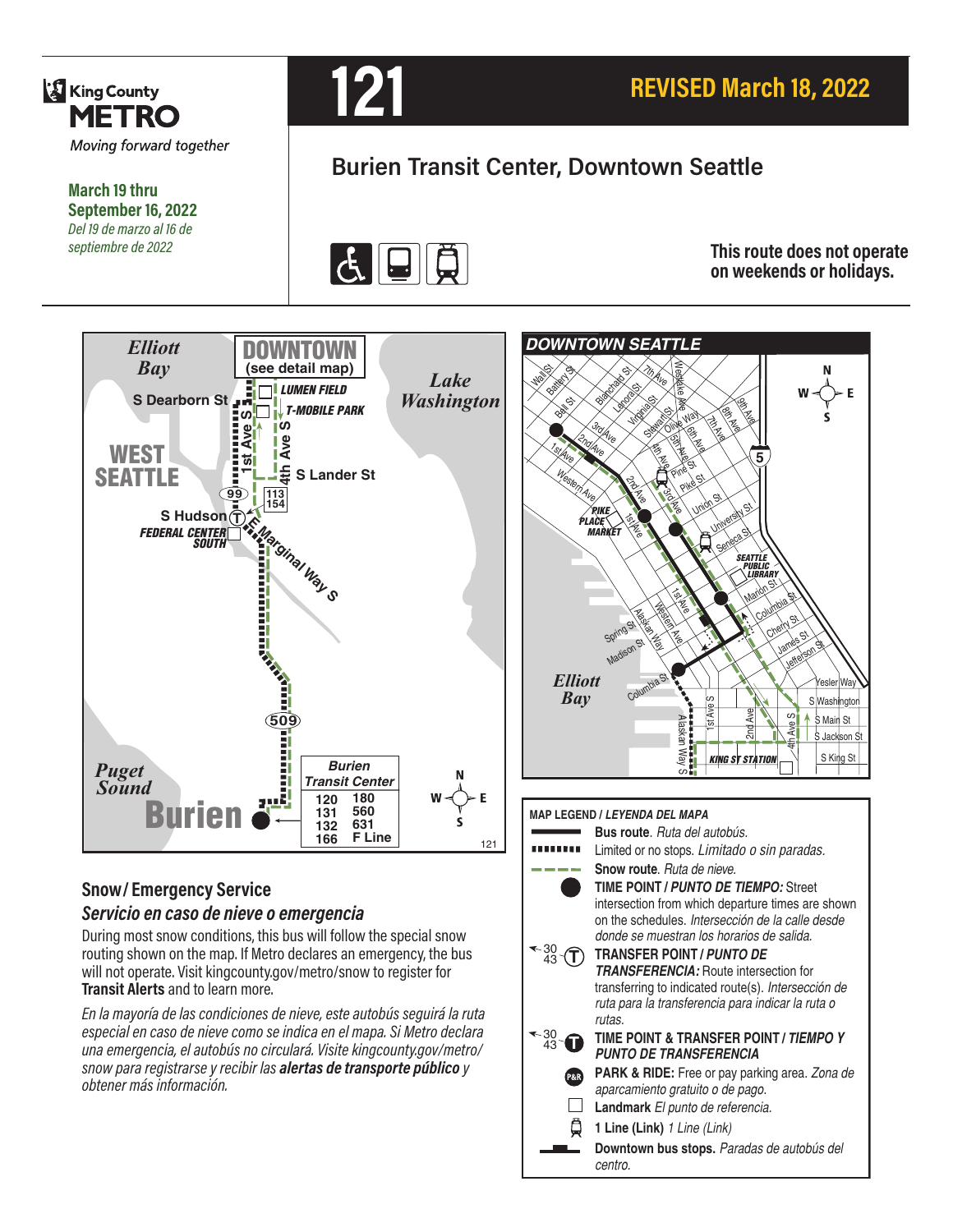King County METRO

*Moving forward together*

**March 19 thru September 16, 2022**

*Del 19 de marzo al 16 de septiembre de 2022*

# 121

**REVISED March 18, 2022**

## Burien Transit Center, Downtown Seattle

**This route does not operate on weekends or holidays.**

## Snow / Emergency Service

### *Servicio en caso de nieve o emergencia*

During most snow conditions, this bus will follow the special snow routing shown on the map. If Metro declares an emergency, the bus will not operate. Visit kingcounty.gov/metro/snow to register for **Transit Alerts** and to learn more.

*En la mayoría de las condiciones de nieve, este autobús seguirá la ruta especial en caso de nieve como se indica en el mapa. Si Metro declara una emergencia, el autobús no circulará. Visite kingcounty.gov/metro/snow para registrarse y recibir las* ***alertas de transporte público*** *y obtener más información.*

**MAP LEGEND / *LEYENDA DEL MAPA***

- **Bus route**. *Ruta del autobús.*
- Limited or no stops. *Limitado o sin paradas.*
- **Snow route**. *Ruta de nieve.*
- **TIME POINT / *PUNTO DE TIEMPO:*** Street intersection from which departure times are shown on the schedules. *Intersección de la calle desde donde se muestran los horarios de salida.*
- **TRANSFER POINT / *PUNTO DE TRANSFERENCIA:*** Route intersection for transferring to indicated route(s). *Intersección de ruta para la transferencia para indicar la ruta o rutas.*
- **TIME POINT & TRANSFER POINT / *TIEMPO Y PUNTO DE TRANSFERENCIA***
- **PARK & RIDE:** Free or pay parking area. *Zona de aparcamiento gratuito o de pago.*
- **Landmark** *El punto de referencia.*
- **1 Line (Link)** *1 Line (Link)*
- **Downtown bus stops.** *Paradas de autobús del centro.*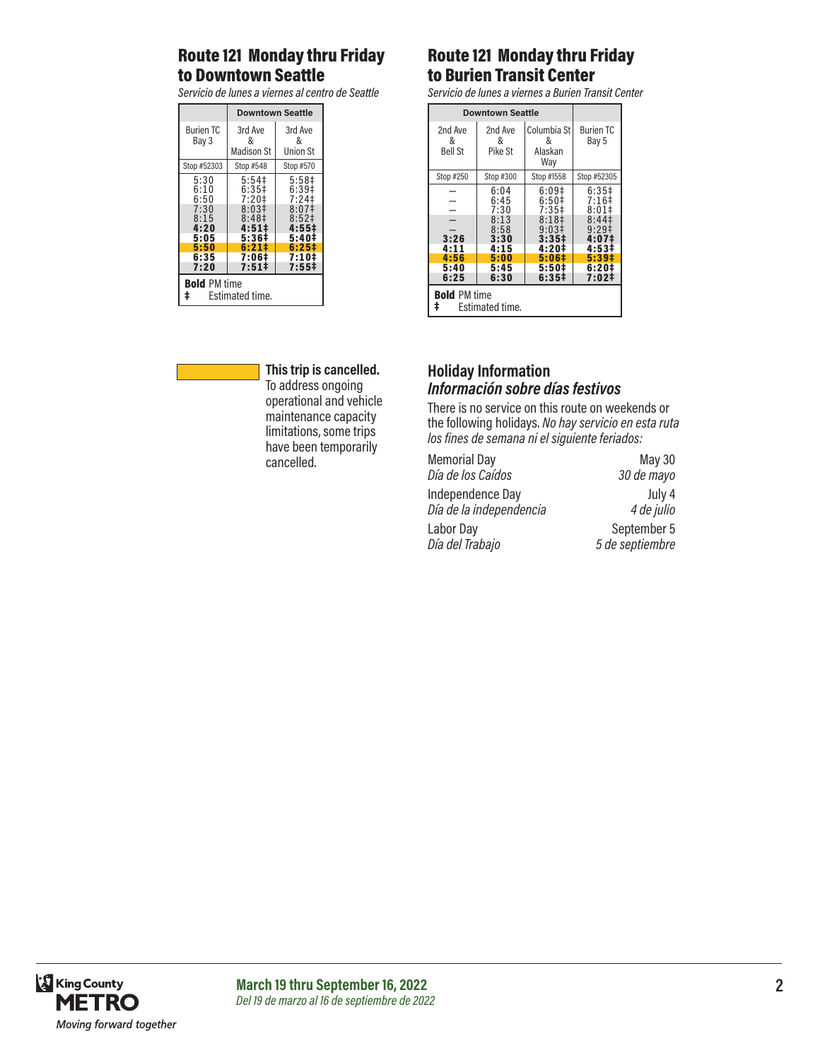## Route 121 Monday thru Friday to Downtown Seattle

*Servicio de lunes a viernes al centro de Seattle*

| | Downtown Seattle | |
|---|---|---|
| Burien TC Bay 3 | 3rd Ave & Madison St | 3rd Ave & Union St |
| Stop #52303 | Stop #548 | Stop #570 |
| 5:30 | 5:54‡ | 5:58‡ |
| 6:10 | 6:35‡ | 6:39‡ |
| 6:50 | 7:20‡ | 7:24‡ |
| 7:30 | 8:03‡ | 8:07‡ |
| 8:15 | 8:48‡ | 8:52‡ |
| **4:20** | **4:51‡** | **4:55‡** |
| **5:05** | **5:36‡** | **5:40‡** |
| **5:50** | **6:21‡** | **6:25‡** |
| **6:35** | **7:06‡** | **7:10‡** |
| **7:20** | **7:51‡** | **7:55‡** |

**Bold** PM time
‡ Estimated time.

## Route 121 Monday thru Friday to Burien Transit Center

*Servicio de lunes a viernes a Burien Transit Center*

| Downtown Seattle | | | |
|---|---|---|---|
| 2nd Ave & Bell St | 2nd Ave & Pike St | Columbia St & Alaskan Way | Burien TC Bay 5 |
| Stop #250 | Stop #300 | Stop #1558 | Stop #52305 |
| — | 6:04 | 6:09‡ | 6:35‡ |
| — | 6:45 | 6:50‡ | 7:16‡ |
| — | 7:30 | 7:35‡ | 8:01‡ |
| — | 8:13 | 8:18‡ | 8:44‡ |
| — | 8:58 | 9:03‡ | 9:29‡ |
| **3:26** | **3:30** | **3:35‡** | **4:07‡** |
| **4:11** | **4:15** | **4:20‡** | **4:53‡** |
| **4:56** | **5:00** | **5:06‡** | **5:39‡** |
| **5:40** | **5:45** | **5:50‡** | **6:20‡** |
| **6:25** | **6:30** | **6:35‡** | **7:02‡** |

**Bold** PM time
‡ Estimated time.

**This trip is cancelled.** To address ongoing operational and vehicle maintenance capacity limitations, some trips have been temporarily cancelled.

### Holiday Information
### *Información sobre días festivos*

There is no service on this route on weekends or the following holidays. *No hay servicio en esta ruta los fines de semana ni el siguiente feriados:*

| | |
|---|---|
| Memorial Day<br>*Día de los Caídos* | May 30<br>*30 de mayo* |
| Independence Day<br>*Día de la independencia* | July 4<br>*4 de julio* |
| Labor Day<br>*Día del Trabajo* | September 5<br>*5 de septiembre* |

King County METRO
*Moving forward together*

**March 19 thru September 16, 2022**
*Del 19 de marzo al 16 de septiembre de 2022*